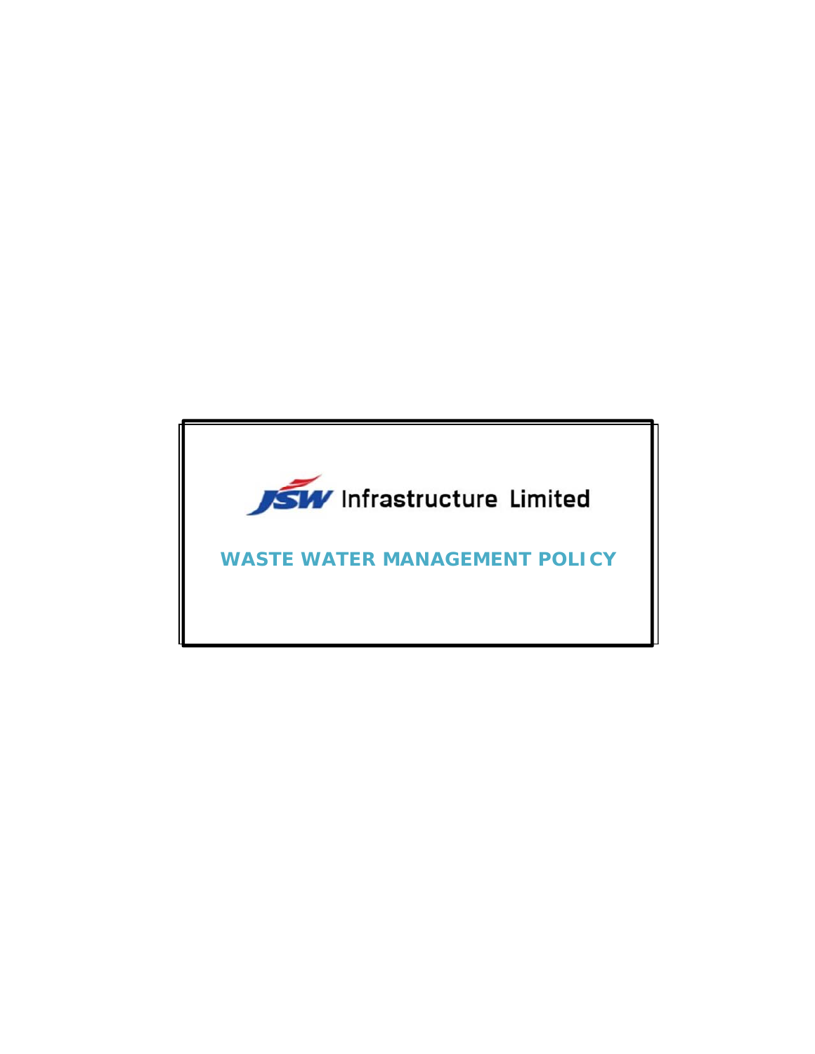JSW Infrastructure Limited

# WASTE WATER MANAGEMENT POLICY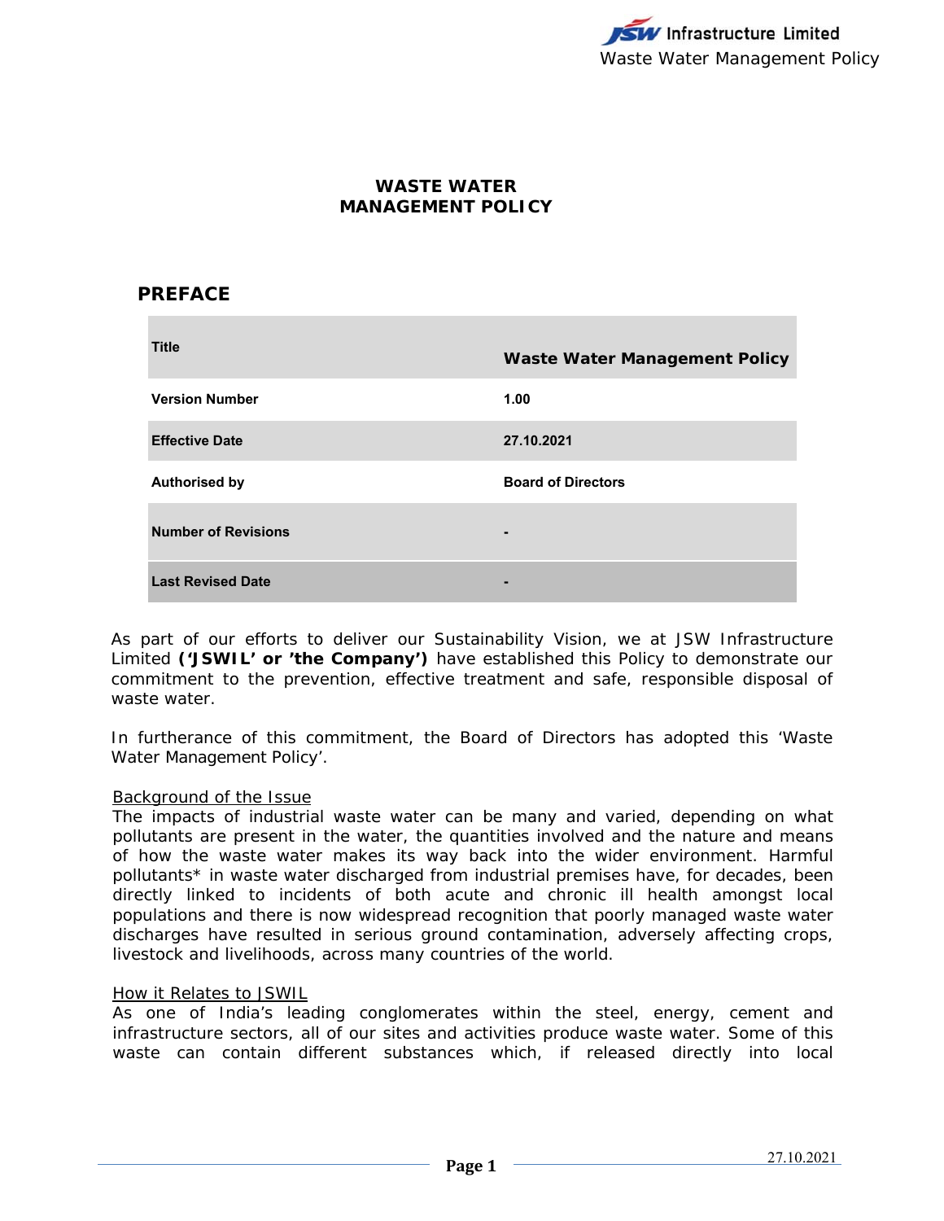# WASTE WATER MANAGEMENT POLICY

## PREFACE

| Title | Waste Water Management Policy |
|---|---|
| Version Number | 1.00 |
| Effective Date | 27.10.2021 |
| Authorised by | Board of Directors |
| Number of Revisions | - |
| Last Revised Date | - |

As part of our efforts to deliver our Sustainability Vision, we at JSW Infrastructure Limited **('JSWIL' or 'the Company')** have established this Policy to demonstrate our commitment to the prevention, effective treatment and safe, responsible disposal of waste water.

In furtherance of this commitment, the Board of Directors has adopted this 'Waste Water Management Policy'.

<u>Background of the Issue</u>
The impacts of industrial waste water can be many and varied, depending on what pollutants are present in the water, the quantities involved and the nature and means of how the waste water makes its way back into the wider environment. Harmful pollutants* in waste water discharged from industrial premises have, for decades, been directly linked to incidents of both acute and chronic ill health amongst local populations and there is now widespread recognition that poorly managed waste water discharges have resulted in serious ground contamination, adversely affecting crops, livestock and livelihoods, across many countries of the world.

<u>How it Relates to JSWIL</u>
As one of India's leading conglomerates within the steel, energy, cement and infrastructure sectors, all of our sites and activities produce waste water. Some of this waste can contain different substances which, if released directly into local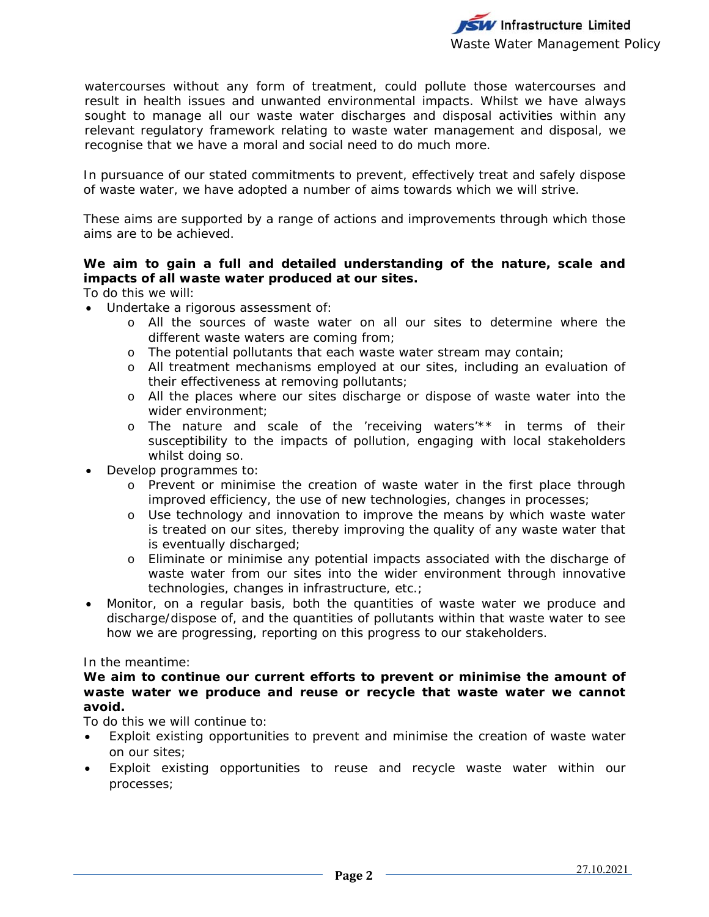watercourses without any form of treatment, could pollute those watercourses and result in health issues and unwanted environmental impacts. Whilst we have always sought to manage all our waste water discharges and disposal activities within any relevant regulatory framework relating to waste water management and disposal, we recognise that we have a moral and social need to do much more.

In pursuance of our stated commitments to prevent, effectively treat and safely dispose of waste water, we have adopted a number of aims towards which we will strive.

These aims are supported by a range of actions and improvements through which those aims are to be achieved.

**We aim to gain a full and detailed understanding of the nature, scale and impacts of all waste water produced at our sites.**

To do this we will:

- Undertake a rigorous assessment of:
    - All the sources of waste water on all our sites to determine where the different waste waters are coming from;
    - The potential pollutants that each waste water stream may contain;
    - All treatment mechanisms employed at our sites, including an evaluation of their effectiveness at removing pollutants;
    - All the places where our sites discharge or dispose of waste water into the wider environment;
    - The nature and scale of the 'receiving waters'** in terms of their susceptibility to the impacts of pollution, engaging with local stakeholders whilst doing so.
- Develop programmes to:
    - Prevent or minimise the creation of waste water in the first place through improved efficiency, the use of new technologies, changes in processes;
    - Use technology and innovation to improve the means by which waste water is treated on our sites, thereby improving the quality of any waste water that is eventually discharged;
    - Eliminate or minimise any potential impacts associated with the discharge of waste water from our sites into the wider environment through innovative technologies, changes in infrastructure, etc.;
- Monitor, on a regular basis, both the quantities of waste water we produce and discharge/dispose of, and the quantities of pollutants within that waste water to see how we are progressing, reporting on this progress to our stakeholders.

In the meantime:

**We aim to continue our current efforts to prevent or minimise the amount of waste water we produce and reuse or recycle that waste water we cannot avoid.**

To do this we will continue to:

- Exploit existing opportunities to prevent and minimise the creation of waste water on our sites;
- Exploit existing opportunities to reuse and recycle waste water within our processes;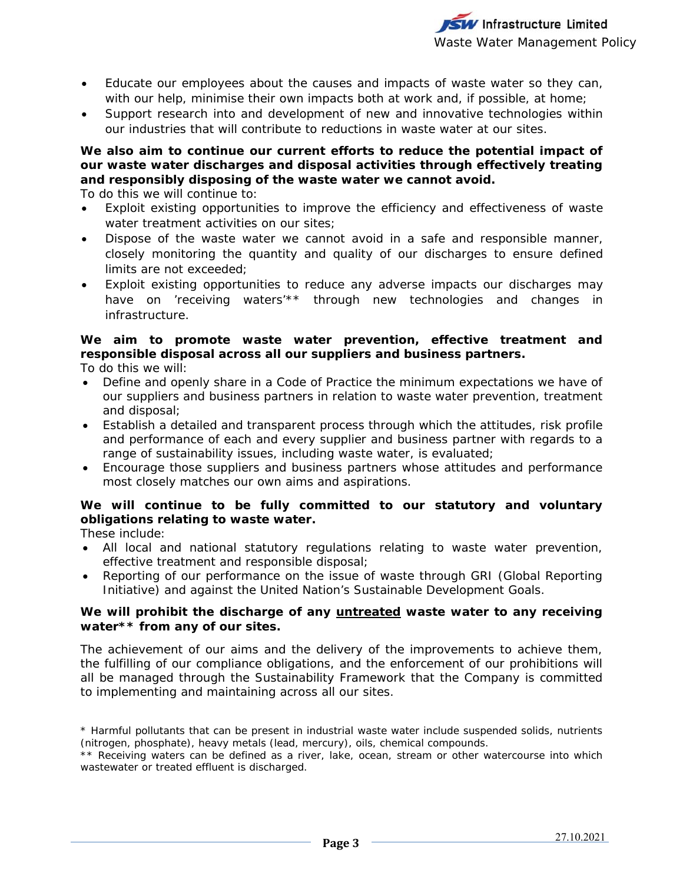- Educate our employees about the causes and impacts of waste water so they can, with our help, minimise their own impacts both at work and, if possible, at home;
- Support research into and development of new and innovative technologies within our industries that will contribute to reductions in waste water at our sites.

**We also aim to continue our current efforts to reduce the potential impact of our waste water discharges and disposal activities through effectively treating and responsibly disposing of the waste water we cannot avoid.**

To do this we will continue to:

- Exploit existing opportunities to improve the efficiency and effectiveness of waste water treatment activities on our sites;
- Dispose of the waste water we cannot avoid in a safe and responsible manner, closely monitoring the quantity and quality of our discharges to ensure defined limits are not exceeded;
- Exploit existing opportunities to reduce any adverse impacts our discharges may have on 'receiving waters'** through new technologies and changes in infrastructure.

**We aim to promote waste water prevention, effective treatment and responsible disposal across all our suppliers and business partners.**

To do this we will:

- Define and openly share in a Code of Practice the minimum expectations we have of our suppliers and business partners in relation to waste water prevention, treatment and disposal;
- Establish a detailed and transparent process through which the attitudes, risk profile and performance of each and every supplier and business partner with regards to a range of sustainability issues, including waste water, is evaluated;
- Encourage those suppliers and business partners whose attitudes and performance most closely matches our own aims and aspirations.

**We will continue to be fully committed to our statutory and voluntary obligations relating to waste water.**

These include:

- All local and national statutory regulations relating to waste water prevention, effective treatment and responsible disposal;
- Reporting of our performance on the issue of waste through GRI (Global Reporting Initiative) and against the United Nation's Sustainable Development Goals.

**We will prohibit the discharge of any <u>untreated</u> waste water to any receiving water** from any of our sites.**

The achievement of our aims and the delivery of the improvements to achieve them, the fulfilling of our compliance obligations, and the enforcement of our prohibitions will all be managed through the Sustainability Framework that the Company is committed to implementing and maintaining across all our sites.

* Harmful pollutants that can be present in industrial waste water include suspended solids, nutrients (nitrogen, phosphate), heavy metals (lead, mercury), oils, chemical compounds.

** Receiving waters can be defined as a river, lake, ocean, stream or other watercourse into which wastewater or treated effluent is discharged.